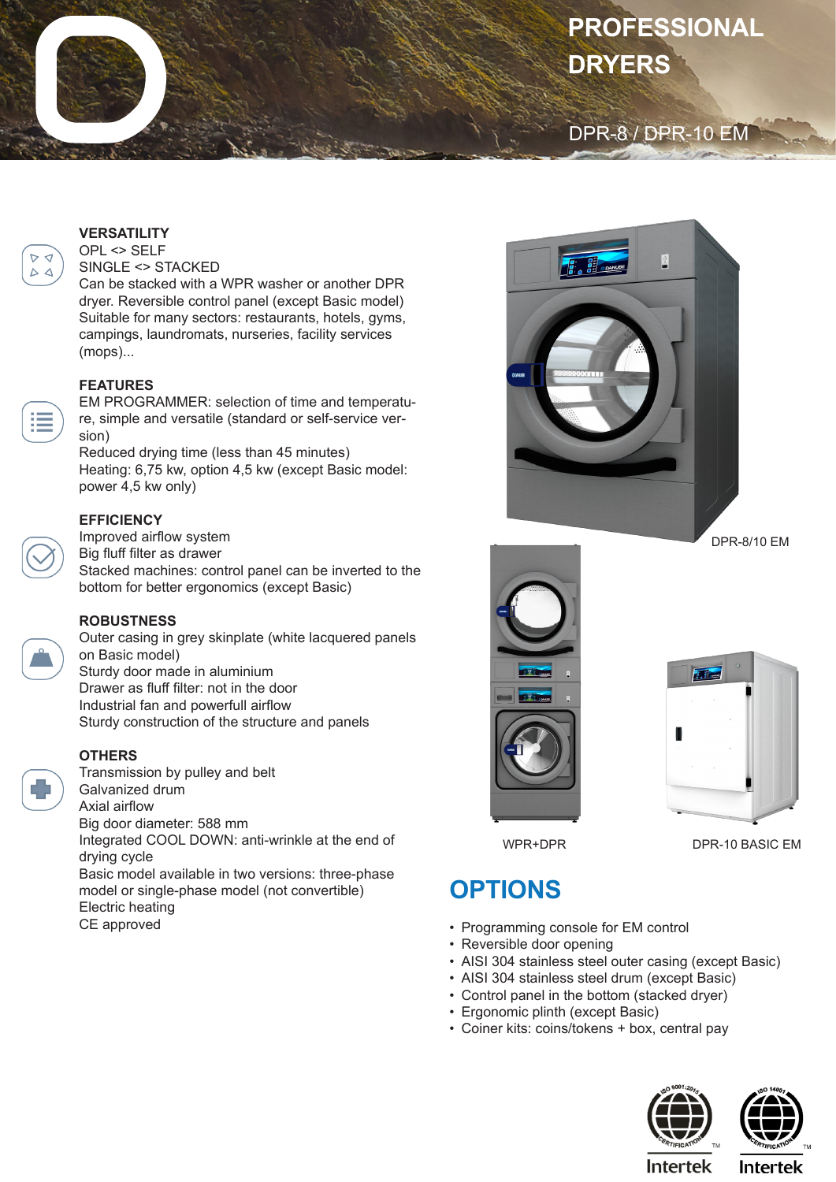# PROFESSIONAL DRYERS

## DPR-8 / DPR-10 EM

### VERSATILITY

OPL <> SELF
SINGLE <> STACKED
Can be stacked with a WPR washer or another DPR dryer. Reversible control panel (except Basic model)
Suitable for many sectors: restaurants, hotels, gyms, campings, laundromats, nurseries, facility services (mops)...

### FEATURES

EM PROGRAMMER: selection of time and temperature, simple and versatile (standard or self-service version)
Reduced drying time (less than 45 minutes)
Heating: 6,75 kw, option 4,5 kw (except Basic model: power 4,5 kw only)

### EFFICIENCY

Improved airflow system
Big fluff filter as drawer
Stacked machines: control panel can be inverted to the bottom for better ergonomics (except Basic)

### ROBUSTNESS

Outer casing in grey skinplate (white lacquered panels on Basic model)
Sturdy door made in aluminium
Drawer as fluff filter: not in the door
Industrial fan and powerfull airflow
Sturdy construction of the structure and panels

### OTHERS

Transmission by pulley and belt
Galvanized drum
Axial airflow
Big door diameter: 588 mm
Integrated COOL DOWN: anti-wrinkle at the end of drying cycle
Basic model available in two versions: three-phase model or single-phase model (not convertible)
Electric heating
CE approved

DPR-8/10 EM

WPR+DPR

DPR-10 BASIC EM

## OPTIONS

- Programming console for EM control
- Reversible door opening
- AISI 304 stainless steel outer casing (except Basic)
- AISI 304 stainless steel drum (except Basic)
- Control panel in the bottom (stacked dryer)
- Ergonomic plinth (except Basic)
- Coiner kits: coins/tokens + box, central pay

ISO 9001:2015 CERTIFICATION Intertek

ISO 14001 CERTIFICATION Intertek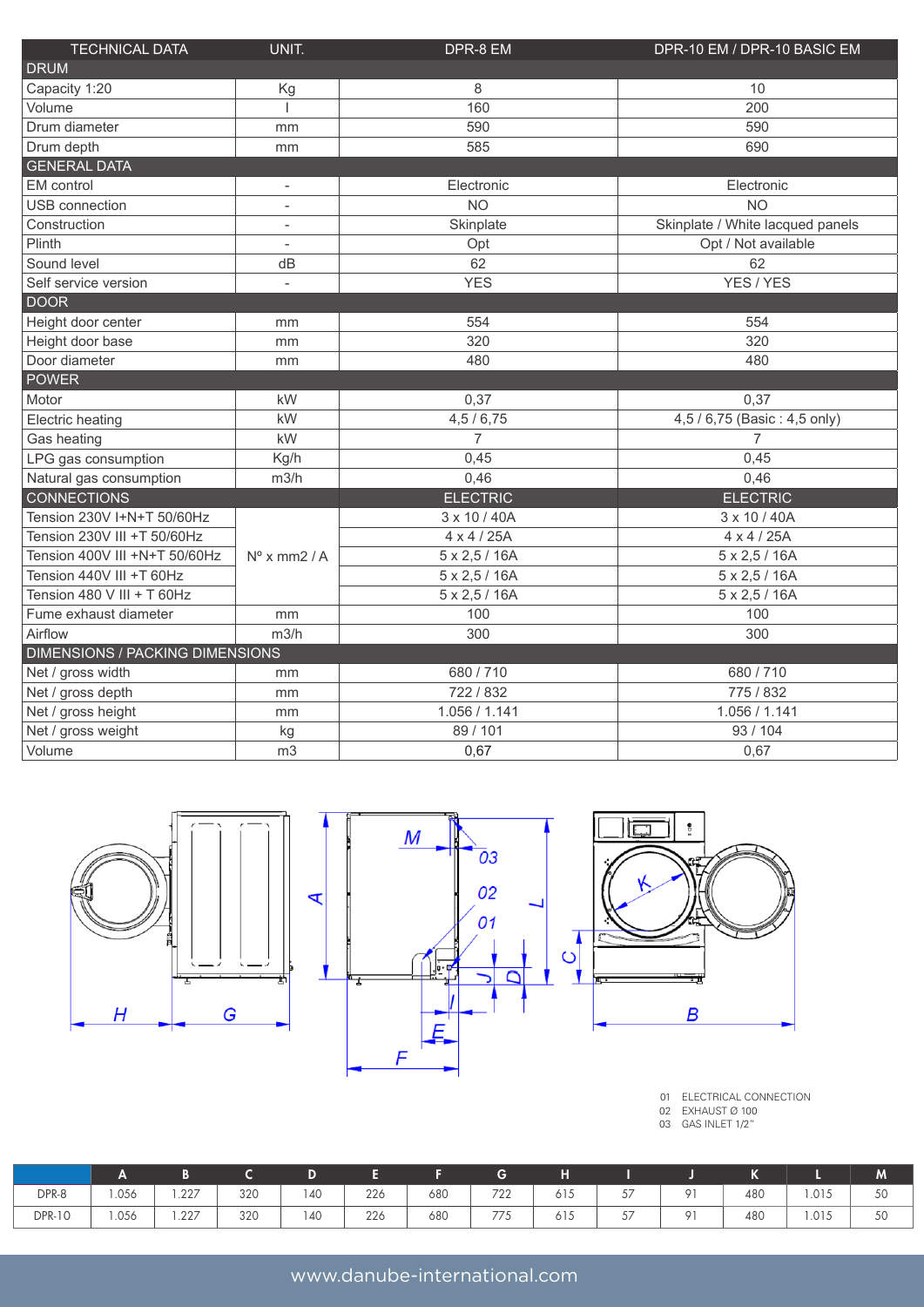| TECHNICAL DATA | UNIT. | DPR-8 EM | DPR-10 EM / DPR-10 BASIC EM |
|---|---|---|---|
| DRUM | | | |
| Capacity 1:20 | Kg | 8 | 10 |
| Volume | l | 160 | 200 |
| Drum diameter | mm | 590 | 590 |
| Drum depth | mm | 585 | 690 |
| GENERAL DATA | | | |
| EM control | - | Electronic | Electronic |
| USB connection | - | NO | NO |
| Construction | - | Skinplate | Skinplate / White lacqued panels |
| Plinth | - | Opt | Opt / Not available |
| Sound level | dB | 62 | 62 |
| Self service version | - | YES | YES / YES |
| DOOR | | | |
| Height door center | mm | 554 | 554 |
| Height door base | mm | 320 | 320 |
| Door diameter | mm | 480 | 480 |
| POWER | | | |
| Motor | kW | 0,37 | 0,37 |
| Electric heating | kW | 4,5 / 6,75 | 4,5 / 6,75 (Basic : 4,5 only) |
| Gas heating | kW | 7 | 7 |
| LPG gas consumption | Kg/h | 0,45 | 0,45 |
| Natural gas consumption | m3/h | 0,46 | 0,46 |
| CONNECTIONS | | ELECTRIC | ELECTRIC |
| Tension 230V I+N+T 50/60Hz | Nº x mm2 / A | 3 x 10 / 40A | 3 x 10 / 40A |
| Tension 230V III +T 50/60Hz | Nº x mm2 / A | 4 x 4 / 25A | 4 x 4 / 25A |
| Tension 400V III +N+T 50/60Hz | Nº x mm2 / A | 5 x 2,5 / 16A | 5 x 2,5 / 16A |
| Tension 440V III +T 60Hz | Nº x mm2 / A | 5 x 2,5 / 16A | 5 x 2,5 / 16A |
| Tension 480 V III + T 60Hz | Nº x mm2 / A | 5 x 2,5 / 16A | 5 x 2,5 / 16A |
| Fume exhaust diameter | mm | 100 | 100 |
| Airflow | m3/h | 300 | 300 |
| DIMENSIONS / PACKING DIMENSIONS | | | |
| Net / gross width | mm | 680 / 710 | 680 / 710 |
| Net / gross depth | mm | 722 / 832 | 775 / 832 |
| Net / gross height | mm | 1.056 / 1.141 | 1.056 / 1.141 |
| Net / gross weight | kg | 89 / 101 | 93 / 104 |
| Volume | m3 | 0,67 | 0,67 |

H
G
M
A
03
02
01
L
J
D
I
E
F
C
K
B

01 ELECTRICAL CONNECTION
02 EXHAUST Ø 100
03 GAS INLET 1/2"

| | A | B | C | D | E | F | G | H | I | J | K | L | M |
|---|---|---|---|---|---|---|---|---|---|---|---|---|---|
| DPR-8 | 1.056 | 1.227 | 320 | 140 | 226 | 680 | 722 | 615 | 57 | 91 | 480 | 1.015 | 50 |
| DPR-10 | 1.056 | 1.227 | 320 | 140 | 226 | 680 | 775 | 615 | 57 | 91 | 480 | 1.015 | 50 |

www.danube-international.com